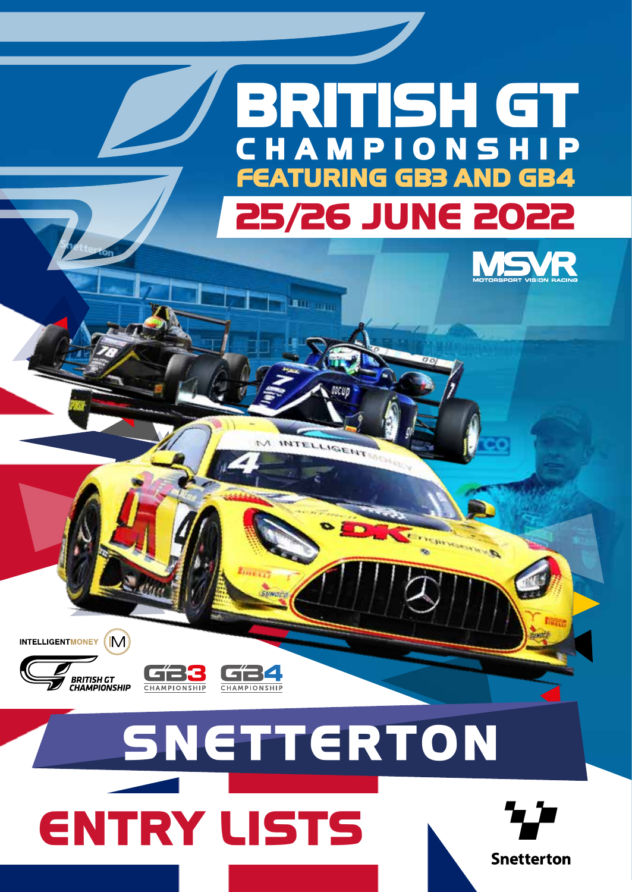# BRITISH GT CHAMPIONSHIP

## FEATURING GB3 AND GB4

## 25/26 JUNE 2022

MSVR MOTORSPORT VISION RACING

INTELLIGENTMONEY

BRITISH GT CHAMPIONSHIP

GB3 CHAMPIONSHIP

GB4 CHAMPIONSHIP

# SNETTERTON

# ENTRY LISTS

Snetterton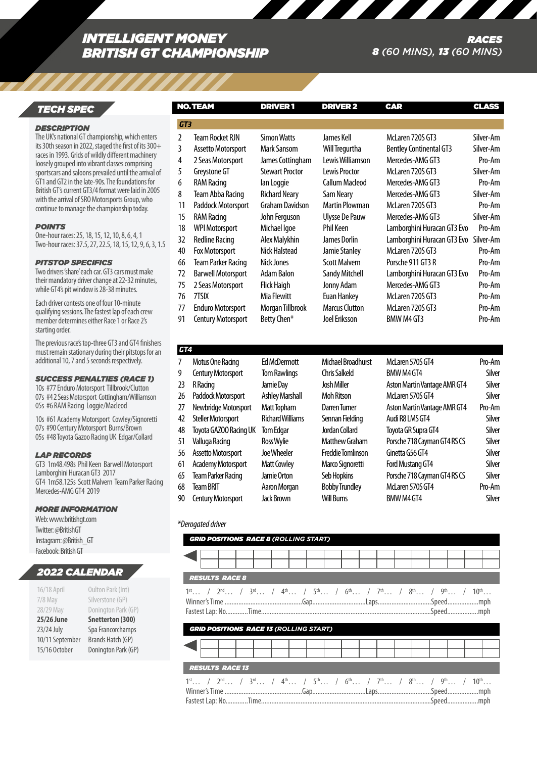# INTELLIGENT MONEY BRITISH GT CHAMPIONSHIP

## RACES
**8** (60 MINS), **13** (60 MINS)

## TECH SPEC

### DESCRIPTION
The UK's national GT championship, which enters its 30th season in 2022, staged the first of its 300+ races in 1993. Grids of wildly different machinery loosely grouped into vibrant classes comprising sportscars and saloons prevailed until the arrival of GT1 and GT2 in the late-90s. The foundations for British GT's current GT3/4 format were laid in 2005 with the arrival of SRO Motorsports Group, who continue to manage the championship today.

### POINTS
One-hour races: 25, 18, 15, 12, 10, 8, 6, 4, 1
Two-hour races: 37.5, 27, 22.5, 18, 15, 12, 9, 6, 3, 1.5

### PITSTOP SPECIFICS
Two drivers 'share' each car. GT3 cars must make their mandatory driver change at 22-32 minutes, while GT4's pit window is 28-38 minutes.

Each driver contests one of four 10-minute qualifying sessions. The fastest lap of each crew member determines either Race 1 or Race 2's starting order.

The previous race's top-three GT3 and GT4 finishers must remain stationary during their pitstops for an additional 10, 7 and 5 seconds respectively.

### SUCCESS PENALTIES (RACE 1)
10s #77 Enduro Motorsport Tillbrook/Clutton
07s #4 2 Seas Motorsport Cottingham/Williamson
05s #6 RAM Racing Loggie/Macleod

10s #61 Academy Motorsport Cowley/Signoretti
07s #90 Century Motorsport Burns/Brown
05s #48 Toyota Gazoo Racing UK Edgar/Collard

### LAP RECORDS
GT3 1m48.498s Phil Keen Barwell Motorsport Lamborghini Huracan GT3 2017
GT4 1m58.125s Scott Malvern Team Parker Racing Mercedes-AMG GT4 2019

### MORE INFORMATION
Web: www.britishgt.com
Twitter: @BritishGT
Instagram: @British_GT
Facebook: British GT

## 2022 CALENDAR

| | |
|---|---|
| 16/18 April | Oulton Park (Int) |
| 7/8 May | Silverstone (GP) |
| 28/29 May | Donington Park (GP) |
| **25/26 June** | **Snetterton (300)** |
| 23/24 July | Spa Francorchamps |
| 10/11 September | Brands Hatch (GP) |
| 15/16 October | Donington Park (GP) |

## ENTRY LIST

| NO. | TEAM | DRIVER 1 | DRIVER 2 | CAR | CLASS |
|---|---|---|---|---|---|
| **GT3** | | | | | |
| 2 | Team Rocket RJN | Simon Watts | James Kell | McLaren 720S GT3 | Silver-Am |
| 3 | Assetto Motorsport | Mark Sansom | Will Tregurtha | Bentley Continental GT3 | Silver-Am |
| 4 | 2 Seas Motorsport | James Cottingham | Lewis Williamson | Mercedes-AMG GT3 | Pro-Am |
| 5 | Greystone GT | Stewart Proctor | Lewis Proctor | McLaren 720S GT3 | Silver-Am |
| 6 | RAM Racing | Ian Loggie | Callum Macleod | Mercedes-AMG GT3 | Pro-Am |
| 8 | Team Abba Racing | Richard Neary | Sam Neary | Mercedes-AMG GT3 | Silver-Am |
| 11 | Paddock Motorsport | Graham Davidson | Martin Plowman | McLaren 720S GT3 | Pro-Am |
| 15 | RAM Racing | John Ferguson | Ulysse De Pauw | Mercedes-AMG GT3 | Silver-Am |
| 18 | WPI Motorsport | Michael Igoe | Phil Keen | Lamborghini Huracan GT3 Evo | Pro-Am |
| 32 | Redline Racing | Alex Malykhin | James Dorlin | Lamborghini Huracan GT3 Evo | Silver-Am |
| 40 | Fox Motorsport | Nick Halstead | Jamie Stanley | McLaren 720S GT3 | Pro-Am |
| 66 | Team Parker Racing | Nick Jones | Scott Malvern | Porsche 911 GT3 R | Pro-Am |
| 72 | Barwell Motorsport | Adam Balon | Sandy Mitchell | Lamborghini Huracan GT3 Evo | Pro-Am |
| 75 | 2 Seas Motorsport | Flick Haigh | Jonny Adam | Mercedes-AMG GT3 | Pro-Am |
| 76 | 7TSIX | Mia Flewitt | Euan Hankey | McLaren 720S GT3 | Pro-Am |
| 77 | Enduro Motorsport | Morgan Tillbrook | Marcus Clutton | McLaren 720S GT3 | Pro-Am |
| 91 | Century Motorsport | Betty Chen* | Joel Eriksson | BMW M4 GT3 | Pro-Am |
| **GT4** | | | | | |
| 7 | Motus One Racing | Ed McDermott | Michael Broadhurst | McLaren 570S GT4 | Pro-Am |
| 9 | Century Motorsport | Tom Rawlings | Chris Salkeld | BMW M4 GT4 | Silver |
| 23 | R Racing | Jamie Day | Josh Miller | Aston Martin Vantage AMR GT4 | Silver |
| 26 | Paddock Motorsport | Ashley Marshall | Moh Ritson | McLaren 570S GT4 | Silver |
| 27 | Newbridge Motorsport | Matt Topham | Darren Turner | Aston Martin Vantage AMR GT4 | Pro-Am |
| 42 | Steller Motorsport | Richard Williams | Sennan Fielding | Audi R8 LMS GT4 | Silver |
| 48 | Toyota GAZOO Racing UK | Tom Edgar | Jordan Collard | Toyota GR Supra GT4 | Silver |
| 51 | Valluga Racing | Ross Wylie | Matthew Graham | Porsche 718 Cayman GT4 RS CS | Silver |
| 56 | Assetto Motorsport | Joe Wheeler | Freddie Tomlinson | Ginetta G56 GT4 | Silver |
| 61 | Academy Motorsport | Matt Cowley | Marco Signoretti | Ford Mustang GT4 | Silver |
| 65 | Team Parker Racing | Jamie Orton | Seb Hopkins | Porsche 718 Cayman GT4 RS CS | Silver |
| 68 | Team BRIT | Aaron Morgan | Bobby Trundley | McLaren 570S GT4 | Pro-Am |
| 90 | Century Motorsport | Jack Brown | Will Burns | BMW M4 GT4 | Silver |

*Derogated driver

### GRID POSITIONS RACE 8 (ROLLING START)

### RESULTS RACE 8
1st… / 2nd… / 3rd… / 4th… / 5th… / 6th… / 7th… / 8th… / 9th… / 10th…
Winner's Time ..........Gap..........Laps..........Speed..........mph
Fastest Lap: No..........Time..........Speed..........mph

### GRID POSITIONS RACE 13 (ROLLING START)

### RESULTS RACE 13
1st… / 2nd… / 3rd… / 4th… / 5th… / 6th… / 7th… / 8th… / 9th… / 10th…
Winner's Time ..........Gap..........Laps..........Speed..........mph
Fastest Lap: No..........Time..........Speed..........mph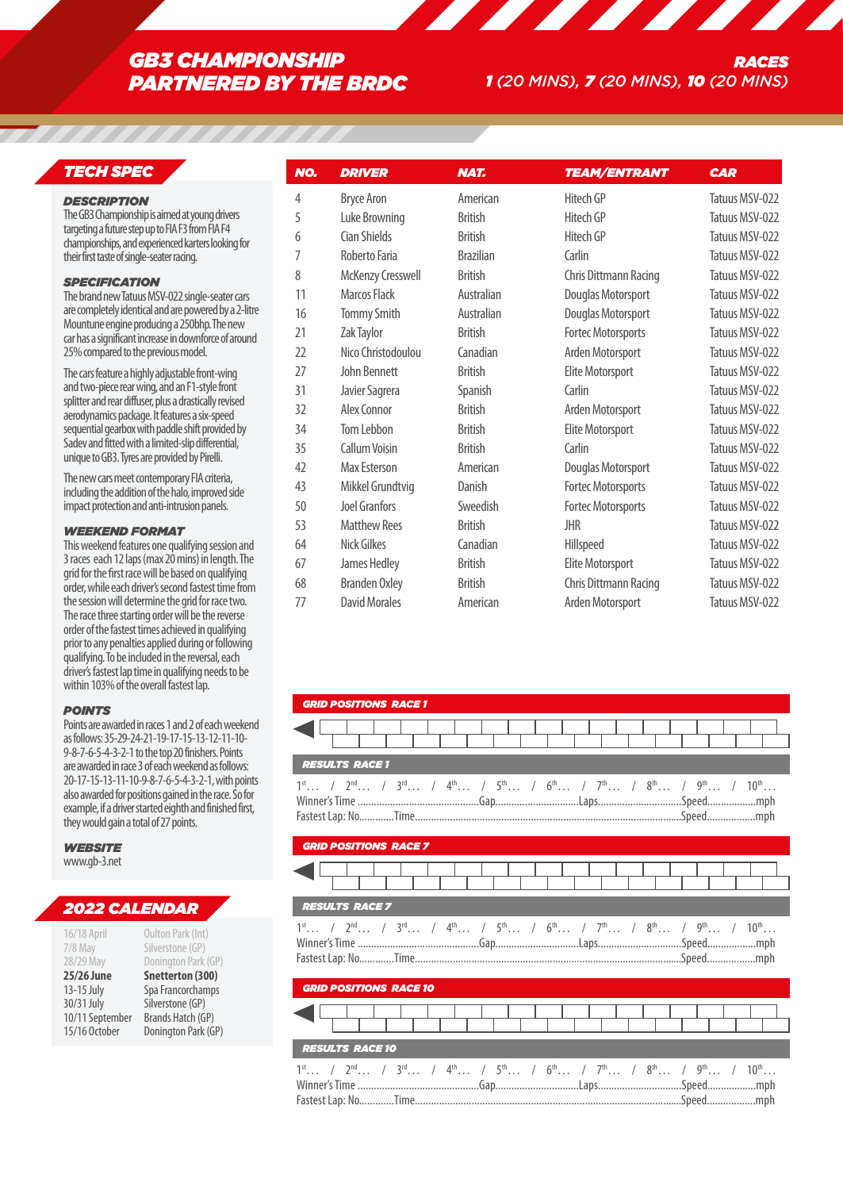# GB3 CHAMPIONSHIP PARTNERED BY THE BRDC

**RACES**
**1** (20 MINS), **7** (20 MINS), **10** (20 MINS)

## TECH SPEC

### DESCRIPTION

The GB3 Championship is aimed at young drivers targeting a future step up to FIA F3 from FIA F4 championships, and experienced karters looking for their first taste of single-seater racing.

### SPECIFICATION

The brand new Tatuus MSV-022 single-seater cars are completely identical and are powered by a 2-litre Mountune engine producing a 250bhp. The new car has a significant increase in downforce of around 25% compared to the previous model.

The cars feature a highly adjustable front-wing and two-piece rear wing, and an F1-style front splitter and rear diffuser, plus a drastically revised aerodynamics package. It features a six-speed sequential gearbox with paddle shift provided by Sadev and fitted with a limited-slip differential, unique to GB3. Tyres are provided by Pirelli.

The new cars meet contemporary FIA criteria, including the addition of the halo, improved side impact protection and anti-intrusion panels.

### WEEKEND FORMAT

This weekend features one qualifying session and 3 races each 12 laps (max 20 mins) in length. The grid for the first race will be based on qualifying order, while each driver's second fastest time from the session will determine the grid for race two. The race three starting order will be the reverse order of the fastest times achieved in qualifying prior to any penalties applied during or following qualifying. To be included in the reversal, each driver's fastest lap time in qualifying needs to be within 103% of the overall fastest lap.

### POINTS

Points are awarded in races 1 and 2 of each weekend as follows: 35-29-24-21-19-17-15-13-12-11-10-9-8-7-6-5-4-3-2-1 to the top 20 finishers. Points are awarded in race 3 of each weekend as follows: 20-17-15-13-11-10-9-8-7-6-5-4-3-2-1, with points also awarded for positions gained in the race. So for example, if a driver started eighth and finished first, they would gain a total of 27 points.

### WEBSITE

www.gb-3.net

## 2022 CALENDAR

| | |
|---|---|
| 16/18 April | Oulton Park (Int) |
| 7/8 May | Silverstone (GP) |
| 28/29 May | Donington Park (GP) |
| **25/26 June** | **Snetterton (300)** |
| 13-15 July | Spa Francorchamps |
| 30/31 July | Silverstone (GP) |
| 10/11 September | Brands Hatch (GP) |
| 15/16 October | Donington Park (GP) |

| NO. | DRIVER | NAT. | TEAM/ENTRANT | CAR |
|---|---|---|---|---|
| 4 | Bryce Aron | American | Hitech GP | Tatuus MSV-022 |
| 5 | Luke Browning | British | Hitech GP | Tatuus MSV-022 |
| 6 | Cian Shields | British | Hitech GP | Tatuus MSV-022 |
| 7 | Roberto Faria | Brazilian | Carlin | Tatuus MSV-022 |
| 8 | McKenzy Cresswell | British | Chris Dittmann Racing | Tatuus MSV-022 |
| 11 | Marcos Flack | Australian | Douglas Motorsport | Tatuus MSV-022 |
| 16 | Tommy Smith | Australian | Douglas Motorsport | Tatuus MSV-022 |
| 21 | Zak Taylor | British | Fortec Motorsports | Tatuus MSV-022 |
| 22 | Nico Christodoulou | Canadian | Arden Motorsport | Tatuus MSV-022 |
| 27 | John Bennett | British | Elite Motorsport | Tatuus MSV-022 |
| 31 | Javier Sagrera | Spanish | Carlin | Tatuus MSV-022 |
| 32 | Alex Connor | British | Arden Motorsport | Tatuus MSV-022 |
| 34 | Tom Lebbon | British | Elite Motorsport | Tatuus MSV-022 |
| 35 | Callum Voisin | British | Carlin | Tatuus MSV-022 |
| 42 | Max Esterson | American | Douglas Motorsport | Tatuus MSV-022 |
| 43 | Mikkel Grundtvig | Danish | Fortec Motorsports | Tatuus MSV-022 |
| 50 | Joel Granfors | Sweedish | Fortec Motorsports | Tatuus MSV-022 |
| 53 | Matthew Rees | British | JHR | Tatuus MSV-022 |
| 64 | Nick Gilkes | Canadian | Hillspeed | Tatuus MSV-022 |
| 67 | James Hedley | British | Elite Motorsport | Tatuus MSV-022 |
| 68 | Branden Oxley | British | Chris Dittmann Racing | Tatuus MSV-022 |
| 77 | David Morales | American | Arden Motorsport | Tatuus MSV-022 |

### GRID POSITIONS RACE 1

### RESULTS RACE 1

1st… / 2nd… / 3rd… / 4th… / 5th… / 6th… / 7th… / 8th… / 9th… / 10th…
Winner's Time ..............................Gap..............................Laps..............................Speed..................mph
Fastest Lap: No............Time..............................................................Speed..................mph

### GRID POSITIONS RACE 7

### RESULTS RACE 7

1st… / 2nd… / 3rd… / 4th… / 5th… / 6th… / 7th… / 8th… / 9th… / 10th…
Winner's Time ..............................Gap..............................Laps..............................Speed..................mph
Fastest Lap: No............Time..............................................................Speed..................mph

### GRID POSITIONS RACE 10

### RESULTS RACE 10

1st… / 2nd… / 3rd… / 4th… / 5th… / 6th… / 7th… / 8th… / 9th… / 10th…
Winner's Time ..............................Gap..............................Laps..............................Speed..................mph
Fastest Lap: No............Time..............................................................Speed..................mph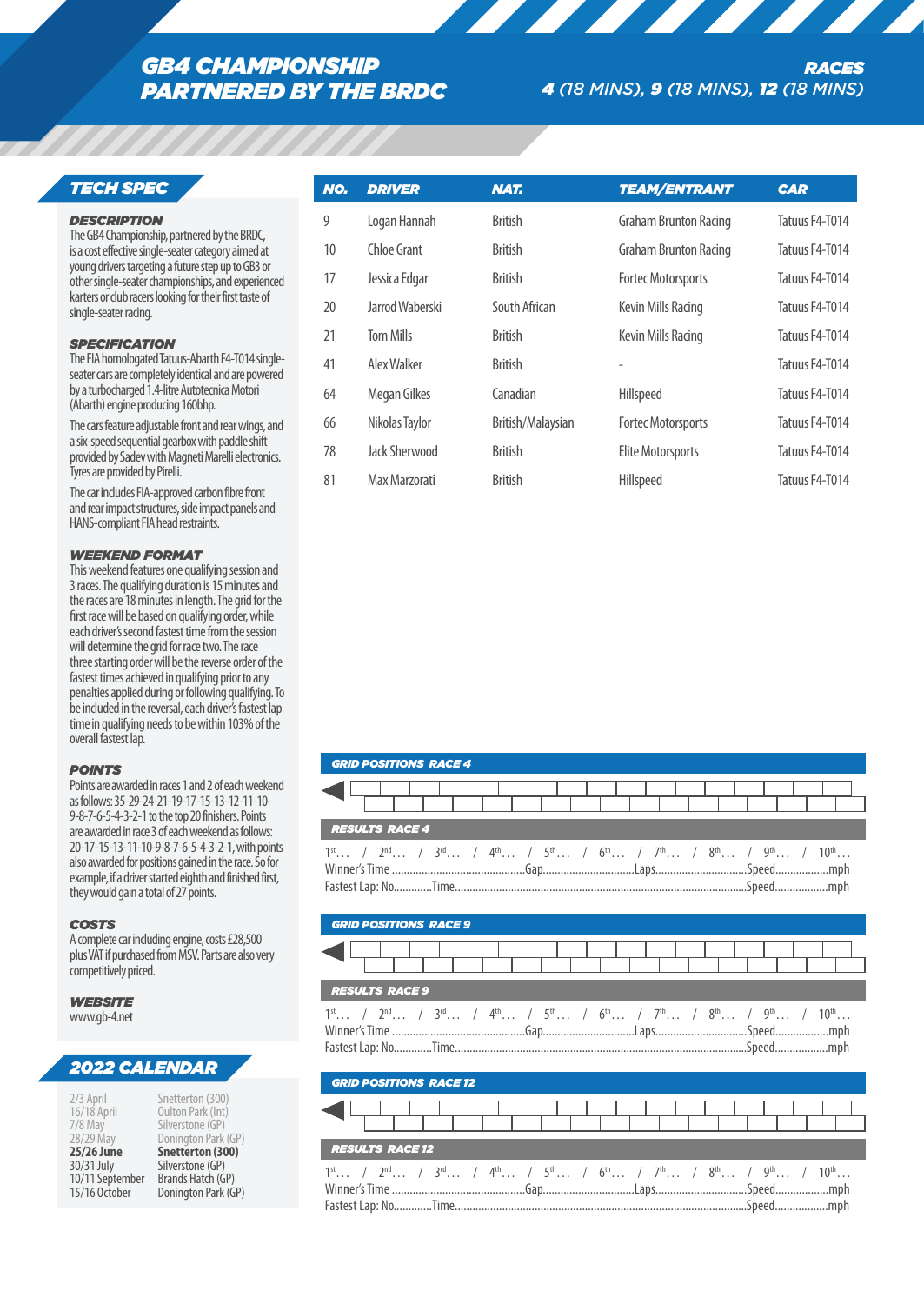# GB4 CHAMPIONSHIP PARTNERED BY THE BRDC

**RACES**
**4** (18 MINS), **9** (18 MINS), **12** (18 MINS)

## TECH SPEC

### DESCRIPTION

The GB4 Championship, partnered by the BRDC, is a cost effective single-seater category aimed at young drivers targeting a future step up to GB3 or other single-seater championships, and experienced karters or club racers looking for their first taste of single-seater racing.

### SPECIFICATION

The FIA homologated Tatuus-Abarth F4-T014 single-seater cars are completely identical and are powered by a turbocharged 1.4-litre Autotecnica Motori (Abarth) engine producing 160bhp.

The cars feature adjustable front and rear wings, and a six-speed sequential gearbox with paddle shift provided by Sadev with Magneti Marelli electronics. Tyres are provided by Pirelli.

The car includes FIA-approved carbon fibre front and rear impact structures, side impact panels and HANS-compliant FIA head restraints.

### WEEKEND FORMAT

This weekend features one qualifying session and 3 races. The qualifying duration is 15 minutes and the races are 18 minutes in length. The grid for the first race will be based on qualifying order, while each driver's second fastest time from the session will determine the grid for race two. The race three starting order will be the reverse order of the fastest times achieved in qualifying prior to any penalties applied during or following qualifying. To be included in the reversal, each driver's fastest lap time in qualifying needs to be within 103% of the overall fastest lap.

### POINTS

Points are awarded in races 1 and 2 of each weekend as follows: 35-29-24-21-19-17-15-13-12-11-10-9-8-7-6-5-4-3-2-1 to the top 20 finishers. Points are awarded in race 3 of each weekend as follows: 20-17-15-13-11-10-9-8-7-6-5-4-3-2-1, with points also awarded for positions gained in the race. So for example, if a driver started eighth and finished first, they would gain a total of 27 points.

### COSTS

A complete car including engine, costs £28,500 plus VAT if purchased from MSV. Parts are also very competitively priced.

### WEBSITE

www.gb-4.net

## 2022 CALENDAR

| | |
|---|---|
| 2/3 April | Snetterton (300) |
| 16/18 April | Oulton Park (Int) |
| 7/8 May | Silverstone (GP) |
| 28/29 May | Donington Park (GP) |
| **25/26 June** | **Snetterton (300)** |
| 30/31 July | Silverstone (GP) |
| 10/11 September | Brands Hatch (GP) |
| 15/16 October | Donington Park (GP) |

| NO. | DRIVER | NAT. | TEAM/ENTRANT | CAR |
|---|---|---|---|---|
| 9 | Logan Hannah | British | Graham Brunton Racing | Tatuus F4-T014 |
| 10 | Chloe Grant | British | Graham Brunton Racing | Tatuus F4-T014 |
| 17 | Jessica Edgar | British | Fortec Motorsports | Tatuus F4-T014 |
| 20 | Jarrod Waberski | South African | Kevin Mills Racing | Tatuus F4-T014 |
| 21 | Tom Mills | British | Kevin Mills Racing | Tatuus F4-T014 |
| 41 | Alex Walker | British | - | Tatuus F4-T014 |
| 64 | Megan Gilkes | Canadian | Hillspeed | Tatuus F4-T014 |
| 66 | Nikolas Taylor | British/Malaysian | Fortec Motorsports | Tatuus F4-T014 |
| 78 | Jack Sherwood | British | Elite Motorsports | Tatuus F4-T014 |
| 81 | Max Marzorati | British | Hillspeed | Tatuus F4-T014 |

### GRID POSITIONS RACE 4

### RESULTS RACE 4

1st… / 2nd… / 3rd… / 4th… / 5th… / 6th… / 7th… / 8th… / 9th… / 10th…
Winner's Time ..........Gap..........Laps..........Speed..........mph
Fastest Lap: No..........Time..........Speed..........mph

### GRID POSITIONS RACE 9

### RESULTS RACE 9

1st… / 2nd… / 3rd… / 4th… / 5th… / 6th… / 7th… / 8th… / 9th… / 10th…
Winner's Time ..........Gap..........Laps..........Speed..........mph
Fastest Lap: No..........Time..........Speed..........mph

### GRID POSITIONS RACE 12

### RESULTS RACE 12

1st… / 2nd… / 3rd… / 4th… / 5th… / 6th… / 7th… / 8th… / 9th… / 10th…
Winner's Time ..........Gap..........Laps..........Speed..........mph
Fastest Lap: No..........Time..........Speed..........mph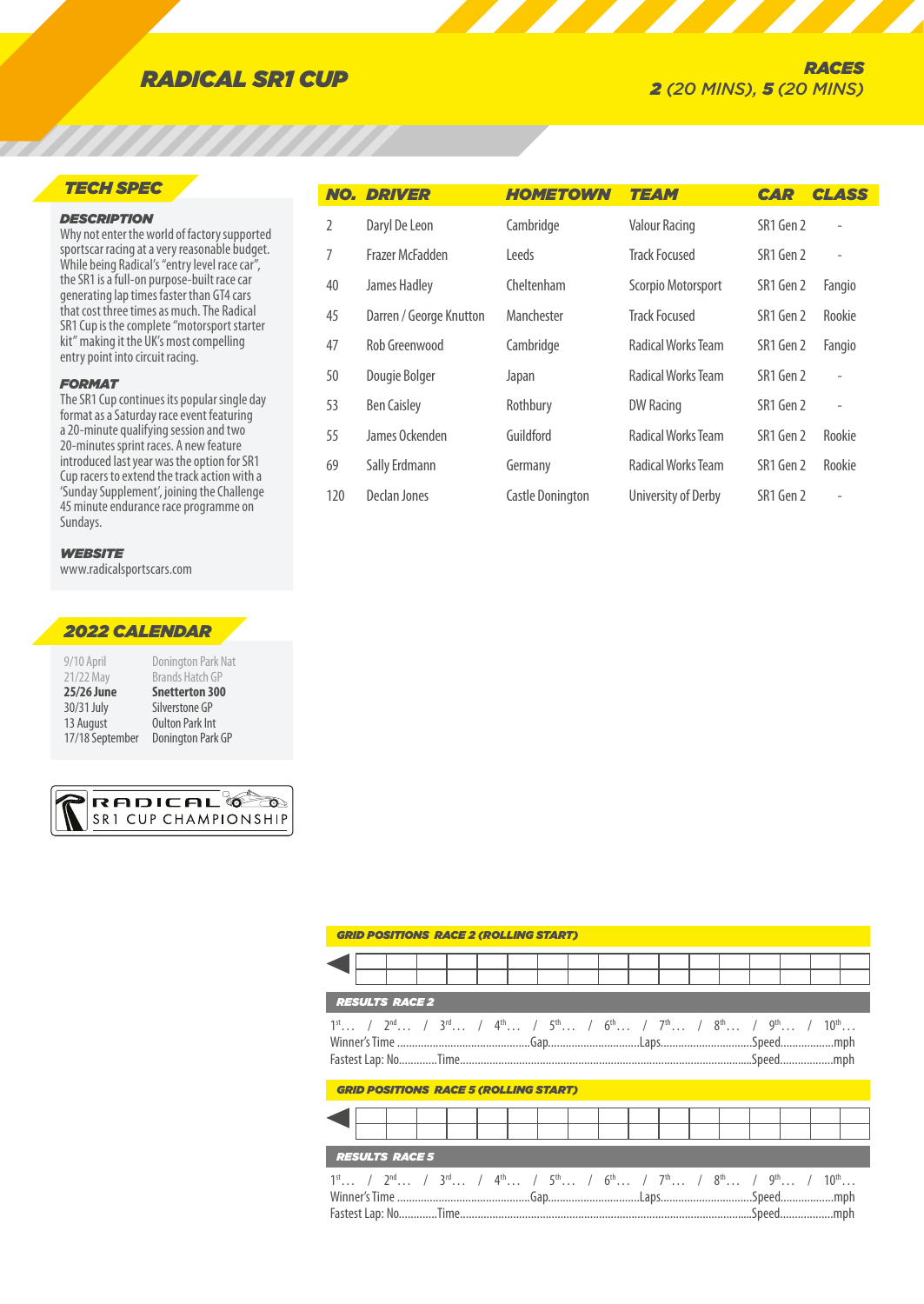# RADICAL SR1 CUP

**RACES**
**2** (20 MINS), **5** (20 MINS)

## TECH SPEC

### DESCRIPTION

Why not enter the world of factory supported sportscar racing at a very reasonable budget. While being Radical's "entry level race car", the SR1 is a full-on purpose-built race car generating lap times faster than GT4 cars that cost three times as much. The Radical SR1 Cup is the complete "motorsport starter kit" making it the UK's most compelling entry point into circuit racing.

### FORMAT

The SR1 Cup continues its popular single day format as a Saturday race event featuring a 20-minute qualifying session and two 20-minutes sprint races. A new feature introduced last year was the option for SR1 Cup racers to extend the track action with a 'Sunday Supplement', joining the Challenge 45 minute endurance race programme on Sundays.

### WEBSITE

www.radicalsportscars.com

## 2022 CALENDAR

| | |
|---|---|
| 9/10 April | Donington Park Nat |
| 21/22 May | Brands Hatch GP |
| **25/26 June** | **Snetterton 300** |
| 30/31 July | Silverstone GP |
| 13 August | Oulton Park Int |
| 17/18 September | Donington Park GP |

RADICAL SR1 CUP CHAMPIONSHIP

| NO. | DRIVER | HOMETOWN | TEAM | CAR | CLASS |
|---|---|---|---|---|---|
| 2 | Daryl De Leon | Cambridge | Valour Racing | SR1 Gen 2 | - |
| 7 | Frazer McFadden | Leeds | Track Focused | SR1 Gen 2 | - |
| 40 | James Hadley | Cheltenham | Scorpio Motorsport | SR1 Gen 2 | Fangio |
| 45 | Darren / George Knutton | Manchester | Track Focused | SR1 Gen 2 | Rookie |
| 47 | Rob Greenwood | Cambridge | Radical Works Team | SR1 Gen 2 | Fangio |
| 50 | Dougie Bolger | Japan | Radical Works Team | SR1 Gen 2 | - |
| 53 | Ben Caisley | Rothbury | DW Racing | SR1 Gen 2 | - |
| 55 | James Ockenden | Guildford | Radical Works Team | SR1 Gen 2 | Rookie |
| 69 | Sally Erdmann | Germany | Radical Works Team | SR1 Gen 2 | Rookie |
| 120 | Declan Jones | Castle Donington | University of Derby | SR1 Gen 2 | - |

### GRID POSITIONS RACE 2 (ROLLING START)

### RESULTS RACE 2

1st… / 2nd… / 3rd… / 4th… / 5th… / 6th… / 7th… / 8th… / 9th… / 10th…

Winner's Time ..................Gap..................Laps..................Speed..................mph

Fastest Lap: No.............Time..................Speed..................mph

### GRID POSITIONS RACE 5 (ROLLING START)

### RESULTS RACE 5

1st… / 2nd… / 3rd… / 4th… / 5th… / 6th… / 7th… / 8th… / 9th… / 10th…

Winner's Time ..................Gap..................Laps..................Speed..................mph

Fastest Lap: No.............Time..................Speed..................mph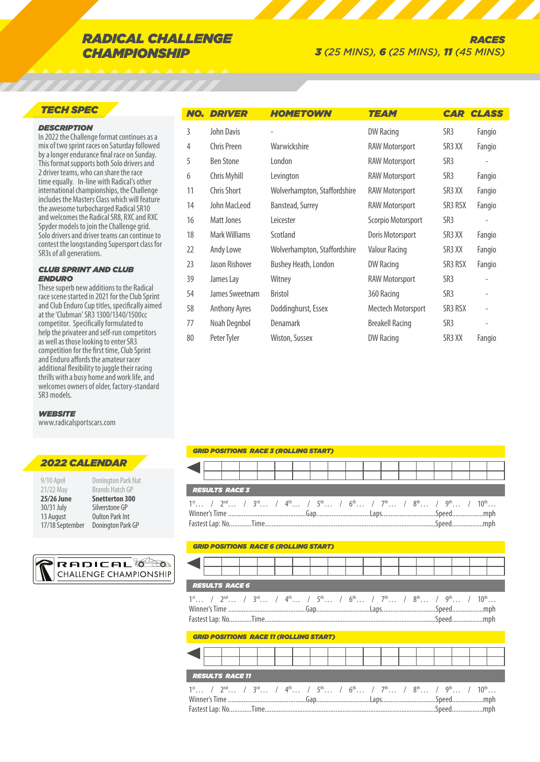# RADICAL CHALLENGE CHAMPIONSHIP

**RACES**
**3** (25 MINS), **6** (25 MINS), **11** (45 MINS)

## TECH SPEC

### DESCRIPTION

In 2022 the Challenge format continues as a mix of two sprint races on Saturday followed by a longer endurance final race on Sunday. This format supports both Solo drivers and 2 driver teams, who can share the race time equally. In-line with Radical's other international championships, the Challenge includes the Masters Class which will feature the awesome turbocharged Radical SR10 and welcomes the Radical SR8, RXC and RXC Spyder models to join the Challenge grid. Solo drivers and driver teams can continue to contest the longstanding Supersport class for SR3s of all generations.

### CLUB SPRINT AND CLUB ENDURO

These superb new additions to the Radical race scene started in 2021 for the Club Sprint and Club Enduro Cup titles, specifically aimed at the 'Clubman' SR3 1300/1340/1500cc competitor. Specifically formulated to help the privateer and self-run competitors as well as those looking to enter SR3 competition for the first time, Club Sprint and Enduro affords the amateur racer additional flexibility to juggle their racing thrills with a busy home and work life, and welcomes owners of older, factory-standard SR3 models.

### WEBSITE

www.radicalsportscars.com

## 2022 CALENDAR

| | |
|---|---|
| 9/10 April | Donington Park Nat |
| 21/22 May | Brands Hatch GP |
| **25/26 June** | **Snetterton 300** |
| 30/31 July | Silverstone GP |
| 13 August | Oulton Park Int |
| 17/18 September | Donington Park GP |

RADICAL CHALLENGE CHAMPIONSHIP

| NO. | DRIVER | HOMETOWN | TEAM | CAR | CLASS |
|---|---|---|---|---|---|
| 3 | John Davis | - | DW Racing | SR3 | Fangio |
| 4 | Chris Preen | Warwickshire | RAW Motorsport | SR3 XX | Fangio |
| 5 | Ben Stone | London | RAW Motorsport | SR3 | - |
| 6 | Chris Myhill | Levington | RAW Motorsport | SR3 | Fangio |
| 11 | Chris Short | Wolverhampton, Staffordshire | RAW Motorsport | SR3 XX | Fangio |
| 14 | John MacLeod | Banstead, Surrey | RAW Motorsport | SR3 RSX | Fangio |
| 16 | Matt Jones | Leicester | Scorpio Motorsport | SR3 | - |
| 18 | Mark Williams | Scotland | Doris Motorsport | SR3 XX | Fangio |
| 22 | Andy Lowe | Wolverhampton, Staffordshire | Valour Racing | SR3 XX | Fangio |
| 23 | Jason Rishover | Bushey Heath, London | DW Racing | SR3 RSX | Fangio |
| 39 | James Lay | Witney | RAW Motorsport | SR3 | - |
| 54 | James Sweetnam | Bristol | 360 Racing | SR3 | - |
| 58 | Anthony Ayres | Doddinghurst, Essex | Mectech Motorsport | SR3 RSX | - |
| 77 | Noah Degnbol | Denamark | Breakell Racing | SR3 | - |
| 80 | Peter Tyler | Wiston, Sussex | DW Racing | SR3 XX | Fangio |

### GRID POSITIONS RACE 3 (ROLLING START)

### RESULTS RACE 3

1st… / 2nd… / 3rd… / 4th… / 5th… / 6th… / 7th… / 8th… / 9th… / 10th…
Winner's Time ..........Gap..........Laps..........Speed..........mph
Fastest Lap: No..........Time..........Speed..........mph

### GRID POSITIONS RACE 6 (ROLLING START)

### RESULTS RACE 6

1st… / 2nd… / 3rd… / 4th… / 5th… / 6th… / 7th… / 8th… / 9th… / 10th…
Winner's Time ..........Gap..........Laps..........Speed..........mph
Fastest Lap: No..........Time..........Speed..........mph

### GRID POSITIONS RACE 11 (ROLLING START)

### RESULTS RACE 11

1st… / 2nd… / 3rd… / 4th… / 5th… / 6th… / 7th… / 8th… / 9th… / 10th…
Winner's Time ..........Gap..........Laps..........Speed..........mph
Fastest Lap: No..........Time..........Speed..........mph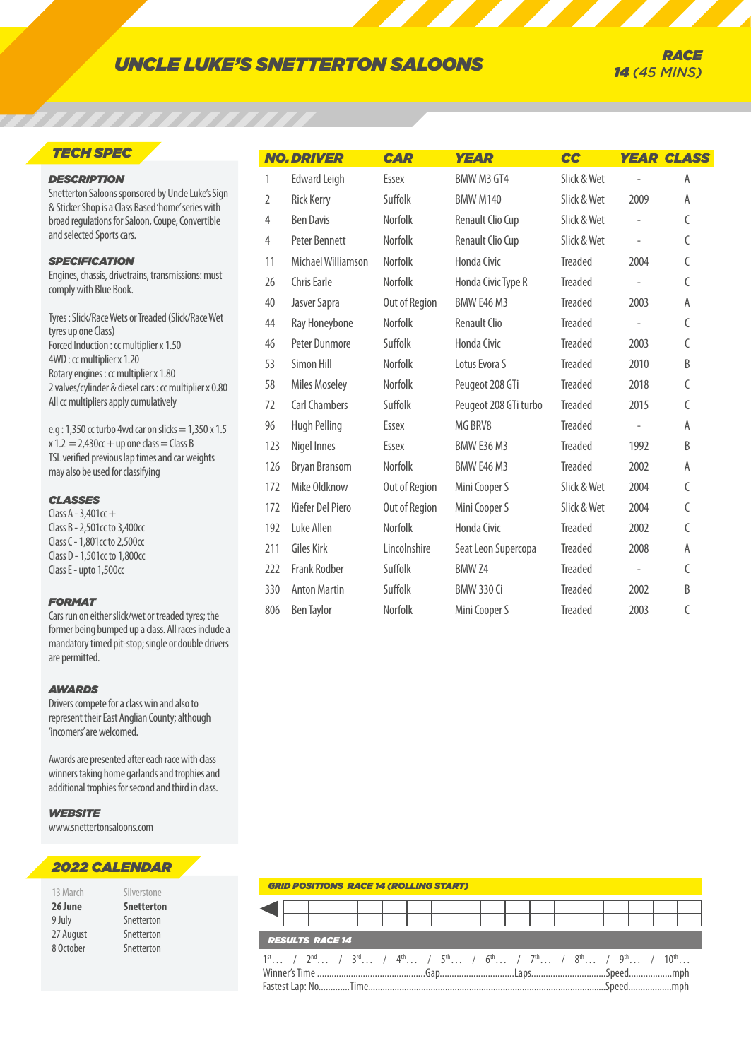# UNCLE LUKE'S SNETTERTON SALOONS

**RACE 14** (45 MINS)

## TECH SPEC

### DESCRIPTION

Snetterton Saloons sponsored by Uncle Luke's Sign & Sticker Shop is a Class Based 'home' series with broad regulations for Saloon, Coupe, Convertible and selected Sports cars.

### SPECIFICATION

Engines, chassis, drivetrains, transmissions: must comply with Blue Book.

Tyres : Slick/Race Wets or Treaded (Slick/Race Wet tyres up one Class)
Forced Induction : cc multiplier x 1.50
4WD : cc multiplier x 1.20
Rotary engines : cc multiplier x 1.80
2 valves/cylinder & diesel cars : cc multiplier x 0.80
All cc multipliers apply cumulatively

e.g : 1,350 cc turbo 4wd car on slicks = 1,350 x 1.5 x 1.2 = 2,430cc + up one class = Class B
TSL verified previous lap times and car weights may also be used for classifying

### CLASSES

Class A - 3,401cc +
Class B - 2,501cc to 3,400cc
Class C - 1,801cc to 2,500cc
Class D - 1,501cc to 1,800cc
Class E - upto 1,500cc

### FORMAT

Cars run on either slick/wet or treaded tyres; the former being bumped up a class. All races include a mandatory timed pit-stop; single or double drivers are permitted.

### AWARDS

Drivers compete for a class win and also to represent their East Anglian County; although 'incomers' are welcomed.

Awards are presented after each race with class winners taking home garlands and trophies and additional trophies for second and third in class.

### WEBSITE

www.snettertonsaloons.com

## 2022 CALENDAR

| | |
|---|---|
| 13 March | Silverstone |
| **26 June** | **Snetterton** |
| 9 July | Snetterton |
| 27 August | Snetterton |
| 8 October | Snetterton |

| NO. | DRIVER | CAR | YEAR | CC | YEAR | CLASS |
|---|---|---|---|---|---|---|
| 1 | Edward Leigh | Essex | BMW M3 GT4 | Slick & Wet | - | A |
| 2 | Rick Kerry | Suffolk | BMW M140 | Slick & Wet | 2009 | A |
| 4 | Ben Davis | Norfolk | Renault Clio Cup | Slick & Wet | - | C |
| 4 | Peter Bennett | Norfolk | Renault Clio Cup | Slick & Wet | - | C |
| 11 | Michael Williamson | Norfolk | Honda Civic | Treaded | 2004 | C |
| 26 | Chris Earle | Norfolk | Honda Civic Type R | Treaded | - | C |
| 40 | Jasver Sapra | Out of Region | BMW E46 M3 | Treaded | 2003 | A |
| 44 | Ray Honeybone | Norfolk | Renault Clio | Treaded | - | C |
| 46 | Peter Dunmore | Suffolk | Honda Civic | Treaded | 2003 | C |
| 53 | Simon Hill | Norfolk | Lotus Evora S | Treaded | 2010 | B |
| 58 | Miles Moseley | Norfolk | Peugeot 208 GTi | Treaded | 2018 | C |
| 72 | Carl Chambers | Suffolk | Peugeot 208 GTi turbo | Treaded | 2015 | C |
| 96 | Hugh Pelling | Essex | MG BRV8 | Treaded | - | A |
| 123 | Nigel Innes | Essex | BMW E36 M3 | Treaded | 1992 | B |
| 126 | Bryan Bransom | Norfolk | BMW E46 M3 | Treaded | 2002 | A |
| 172 | Mike Oldknow | Out of Region | Mini Cooper S | Slick & Wet | 2004 | C |
| 172 | Kiefer Del Piero | Out of Region | Mini Cooper S | Slick & Wet | 2004 | C |
| 192 | Luke Allen | Norfolk | Honda Civic | Treaded | 2002 | C |
| 211 | Giles Kirk | Lincolnshire | Seat Leon Supercopa | Treaded | 2008 | A |
| 222 | Frank Rodber | Suffolk | BMW Z4 | Treaded | - | C |
| 330 | Anton Martin | Suffolk | BMW 330 Ci | Treaded | 2002 | B |
| 806 | Ben Taylor | Norfolk | Mini Cooper S | Treaded | 2003 | C |

### GRID POSITIONS RACE 14 (ROLLING START)

### RESULTS RACE 14

1st… / 2nd… / 3rd… / 4th… / 5th… / 6th… / 7th… / 8th… / 9th… / 10th…

Winner's Time ..............................................Gap...............................Laps...............................Speed..................mph

Fastest Lap: No.............Time...................................................................................................Speed..................mph